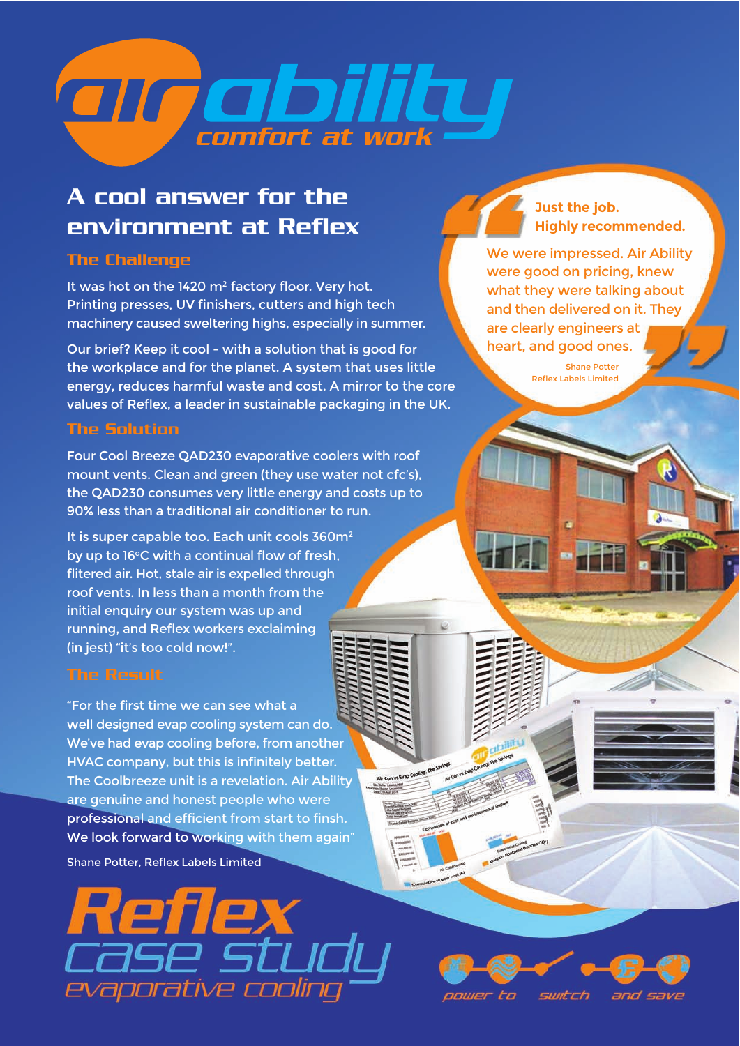# air ability

*comfort at work*

## A cool answer for the environment at Reflex

### The Challenge

It was hot on the 1420 m² factory floor. Very hot. Printing presses, UV finishers, cutters and high tech machinery caused sweltering highs, especially in summer.

Our brief? Keep it cool - with a solution that is good for the workplace and for the planet. A system that uses little energy, reduces harmful waste and cost. A mirror to the core values of Reflex, a leader in sustainable packaging in the UK.

### The Solution

Four Cool Breeze QAD230 evaporative coolers with roof mount vents. Clean and green (they use water not cfc's), the QAD230 consumes very little energy and costs up to 90% less than a traditional air conditioner to run.

It is super capable too. Each unit cools 360m² by up to 16°C with a continual flow of fresh, flitered air. Hot, stale air is expelled through roof vents. In less than a month from the initial enquiry our system was up and running, and Reflex workers exclaiming (in jest) "it's too cold now!".

### The Result

"For the first time we can see what a well designed evap cooling system can do. We've had evap cooling before, from another HVAC company, but this is infinitely better. The Coolbreeze unit is a revelation. Air Ability are genuine and honest people who were professional and efficient from start to finsh. We look forward to working with them again"

Shane Potter, Reflex Labels Limited

> **Just the job. Highly recommended.**
>
> We were impressed. Air Ability were good on pricing, knew what they were talking about and then delivered on it. They are clearly engineers at heart, and good ones.
>
> Shane Potter
> Reflex Labels Limited

# Reflex case study

*evaporative cooling*

*power to switch and save*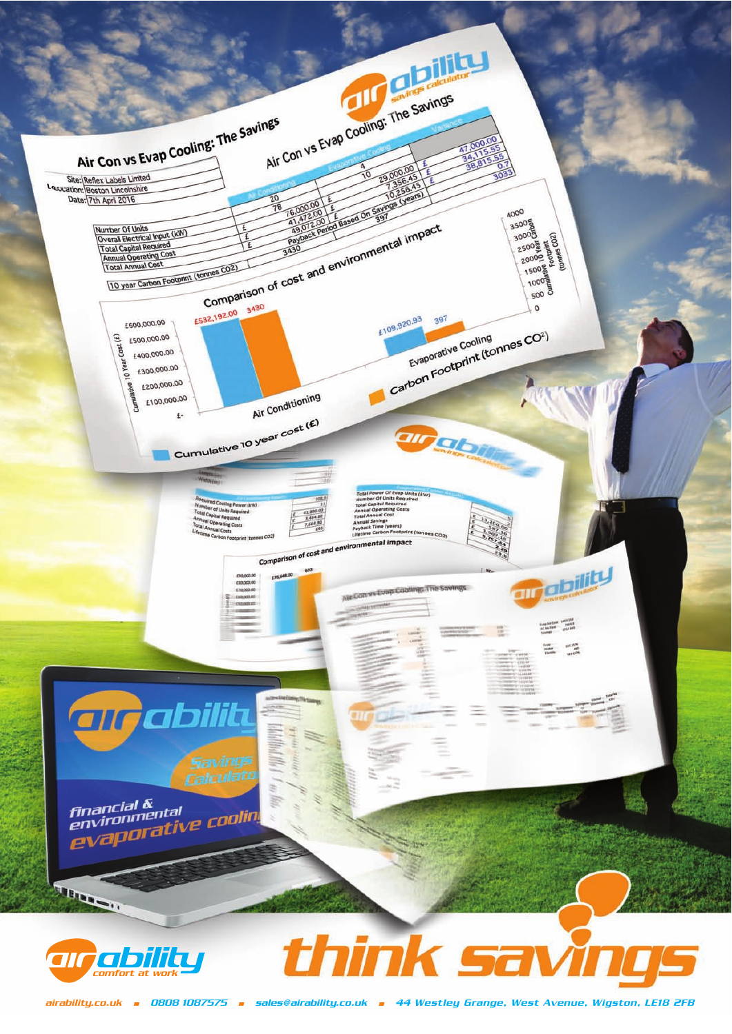# Air Con vs Evap Cooling: The Savings

Site: Reflex Labels Limited
Location: Boston Lincolnshire
Date: 7th April 2016

| | Air Conditioning | | Evaporative Cooling | | Variance |
|---|---|---|---|---|---|
| Number Of Units | | 20 | | 4 | |
| Overall Electrical Input (kW) | | 78 | | 10 | |
| Total Capital Required | £ | 76,000.00 | £ | 29,000.00 | £ 47,000.00 |
| Annual Operating Cost | £ | 41,472.00 | £ | 7,356.45 | £ 34,115.55 |
| Total Annual Cost | £ | 49,072.00 | £ | 10,256.45 | £ 38,815.55 |
| | | | Payback Period Based On Savings (years) | | 0.7 |
| 10 year Carbon Footprint (tonnes CO2) | | 3430 | | 397 | 3033 |

## Comparison of cost and environmental impact

£600,000.00
£500,000.00
£400,000.00
£300,000.00
£200,000.00
£100,000.00
£-

Cumulative 10 Year Cost (£)

£532,192.00
3430
£109,920.93
397

Air Conditioning
Evaporative Cooling

4000
3500
3000
2500
2000
1500
1000
500
0

Cumulative 10 Year Carbon Footprint (tonnes CO2)

Cumulative 10 year cost (£)
Carbon Footprint (tonnes $CO_2$)

airability savings calculator

airability
Savings Calculator
financial & environmental evaporative cooling

airability comfort at work

# think savings

airability.co.uk ▪ 0808 1087575 ▪ sales@airability.co.uk ▪ 44 Westley Grange, West Avenue, Wigston, LE18 2FB